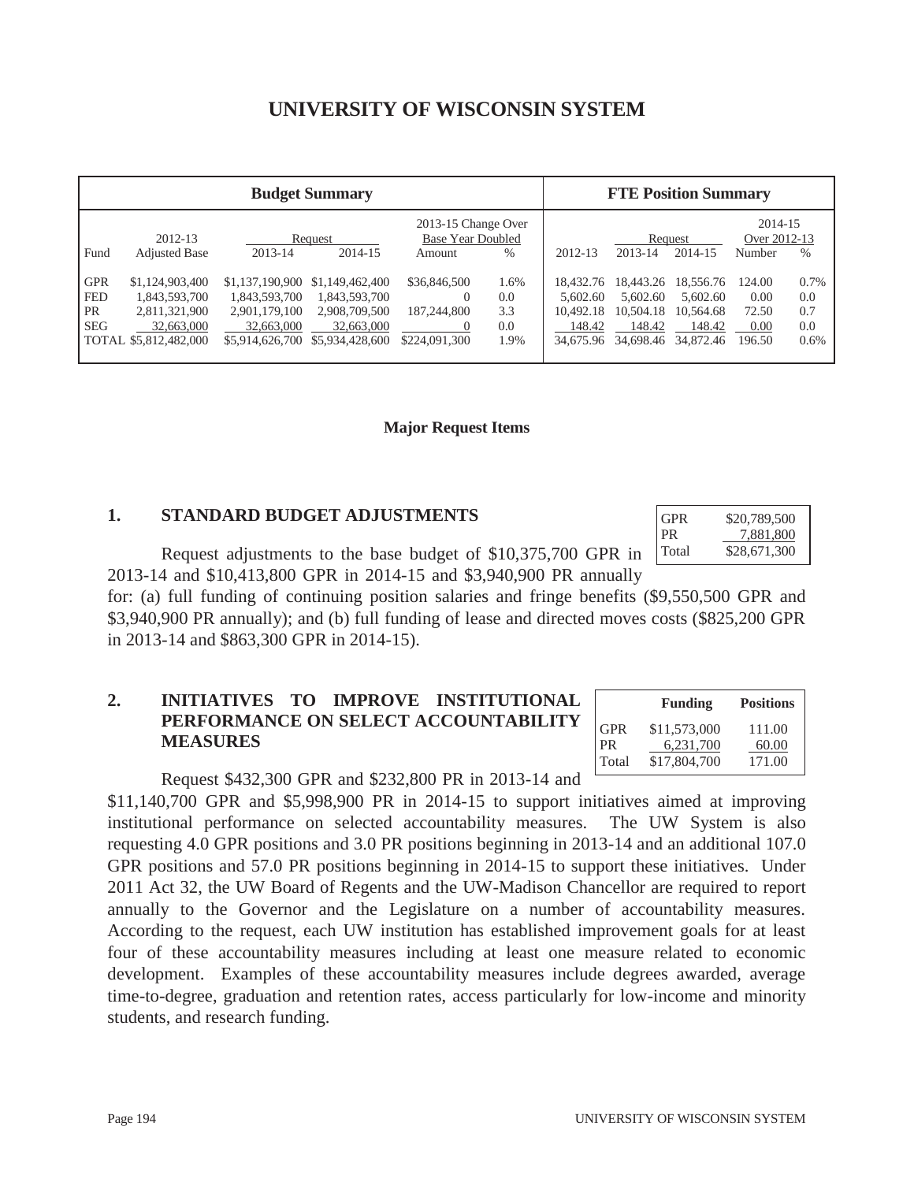# UNIVERSITY OF WISCONSIN SYSTEM

| Budget Summary | | | | | | FTE Position Summary | | | | |
|---|---|---|---|---|---|---|---|---|---|---|
| | | | | 2013-15 Change Over Base Year Doubled | | | | | 2014-15 Over 2012-13 | |
| Fund | 2012-13 Adjusted Base | Request 2013-14 | Request 2014-15 | Amount | % | 2012-13 | Request 2013-14 | Request 2014-15 | Number | % |
| GPR | $1,124,903,400 | $1,137,190,900 | $1,149,462,400 | $36,846,500 | 1.6% | 18,432.76 | 18,443.26 | 18,556.76 | 124.00 | 0.7% |
| FED | 1,843,593,700 | 1,843,593,700 | 1,843,593,700 | 0 | 0.0 | 5,602.60 | 5,602.60 | 5,602.60 | 0.00 | 0.0 |
| PR | 2,811,321,900 | 2,901,179,100 | 2,908,709,500 | 187,244,800 | 3.3 | 10,492.18 | 10,504.18 | 10,564.68 | 72.50 | 0.7 |
| SEG | 32,663,000 | 32,663,000 | 32,663,000 | 0 | 0.0 | 148.42 | 148.42 | 148.42 | 0.00 | 0.0 |
| TOTAL | $5,812,482,000 | $5,914,626,700 | $5,934,428,600 | $224,091,300 | 1.9% | 34,675.96 | 34,698.46 | 34,872.46 | 196.50 | 0.6% |

**Major Request Items**

## 1. STANDARD BUDGET ADJUSTMENTS

| | |
|---|---|
| GPR | $20,789,500 |
| PR | 7,881,800 |
| Total | $28,671,300 |

Request adjustments to the base budget of $10,375,700 GPR in 2013-14 and $10,413,800 GPR in 2014-15 and $3,940,900 PR annually for: (a) full funding of continuing position salaries and fringe benefits ($9,550,500 GPR and $3,940,900 PR annually); and (b) full funding of lease and directed moves costs ($825,200 GPR in 2013-14 and $863,300 GPR in 2014-15).

## 2. INITIATIVES TO IMPROVE INSTITUTIONAL PERFORMANCE ON SELECT ACCOUNTABILITY MEASURES

| | Funding | Positions |
|---|---|---|
| GPR | $11,573,000 | 111.00 |
| PR | 6,231,700 | 60.00 |
| Total | $17,804,700 | 171.00 |

Request $432,300 GPR and $232,800 PR in 2013-14 and $11,140,700 GPR and $5,998,900 PR in 2014-15 to support initiatives aimed at improving institutional performance on selected accountability measures. The UW System is also requesting 4.0 GPR positions and 3.0 PR positions beginning in 2013-14 and an additional 107.0 GPR positions and 57.0 PR positions beginning in 2014-15 to support these initiatives. Under 2011 Act 32, the UW Board of Regents and the UW-Madison Chancellor are required to report annually to the Governor and the Legislature on a number of accountability measures. According to the request, each UW institution has established improvement goals for at least four of these accountability measures including at least one measure related to economic development. Examples of these accountability measures include degrees awarded, average time-to-degree, graduation and retention rates, access particularly for low-income and minority students, and research funding.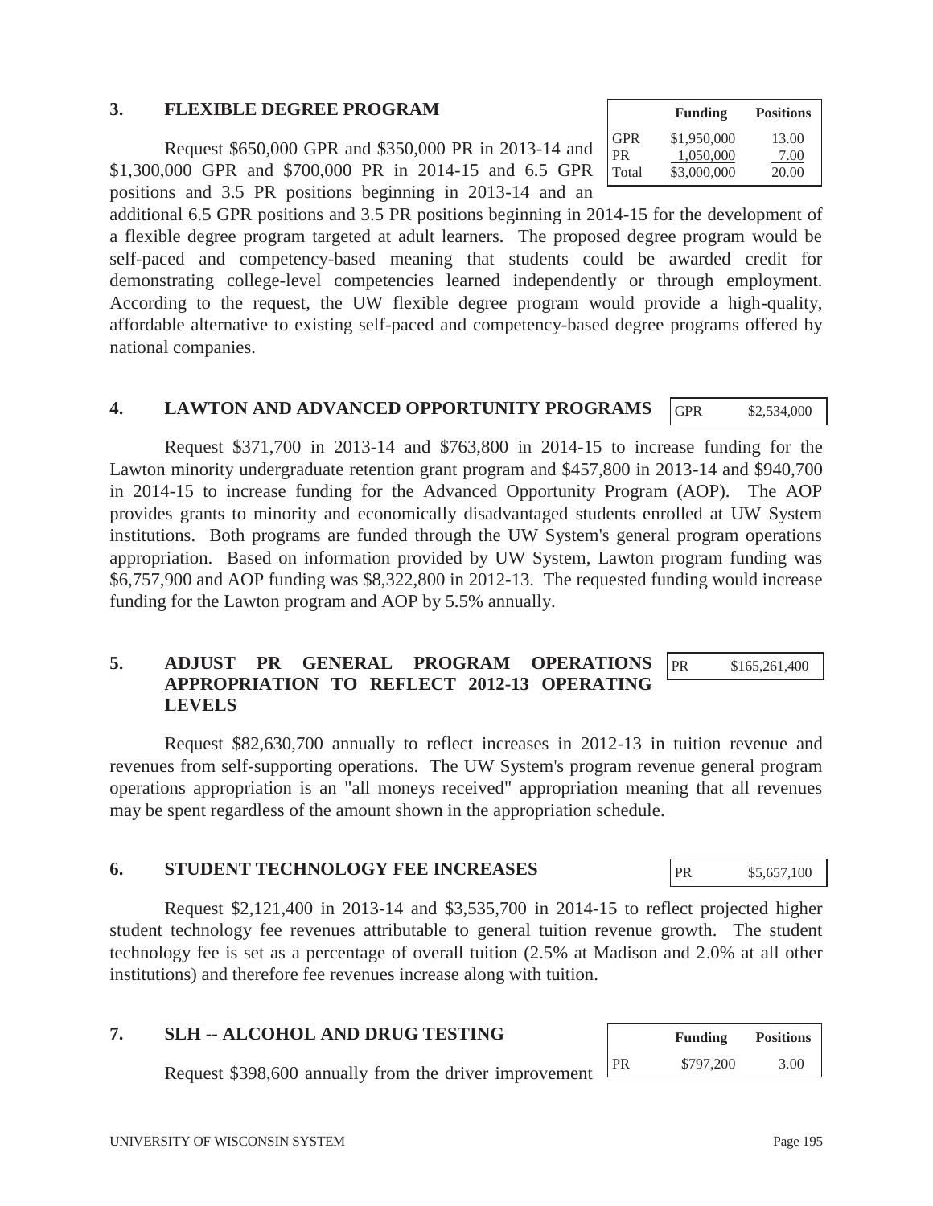## 3. FLEXIBLE DEGREE PROGRAM

| | Funding | Positions |
|---|---|---|
| GPR | $1,950,000 | 13.00 |
| PR | 1,050,000 | 7.00 |
| Total | $3,000,000 | 20.00 |

Request $650,000 GPR and $350,000 PR in 2013-14 and $1,300,000 GPR and $700,000 PR in 2014-15 and 6.5 GPR positions and 3.5 PR positions beginning in 2013-14 and an additional 6.5 GPR positions and 3.5 PR positions beginning in 2014-15 for the development of a flexible degree program targeted at adult learners. The proposed degree program would be self-paced and competency-based meaning that students could be awarded credit for demonstrating college-level competencies learned independently or through employment. According to the request, the UW flexible degree program would provide a high-quality, affordable alternative to existing self-paced and competency-based degree programs offered by national companies.

## 4. LAWTON AND ADVANCED OPPORTUNITY PROGRAMS

| GPR | $2,534,000 |
|---|---|

Request $371,700 in 2013-14 and $763,800 in 2014-15 to increase funding for the Lawton minority undergraduate retention grant program and $457,800 in 2013-14 and $940,700 in 2014-15 to increase funding for the Advanced Opportunity Program (AOP). The AOP provides grants to minority and economically disadvantaged students enrolled at UW System institutions. Both programs are funded through the UW System's general program operations appropriation. Based on information provided by UW System, Lawton program funding was $6,757,900 and AOP funding was $8,322,800 in 2012-13. The requested funding would increase funding for the Lawton program and AOP by 5.5% annually.

## 5. ADJUST PR GENERAL PROGRAM OPERATIONS APPROPRIATION TO REFLECT 2012-13 OPERATING LEVELS

| PR | $165,261,400 |
|---|---|

Request $82,630,700 annually to reflect increases in 2012-13 in tuition revenue and revenues from self-supporting operations. The UW System's program revenue general program operations appropriation is an "all moneys received" appropriation meaning that all revenues may be spent regardless of the amount shown in the appropriation schedule.

## 6. STUDENT TECHNOLOGY FEE INCREASES

| PR | $5,657,100 |
|---|---|

Request $2,121,400 in 2013-14 and $3,535,700 in 2014-15 to reflect projected higher student technology fee revenues attributable to general tuition revenue growth. The student technology fee is set as a percentage of overall tuition (2.5% at Madison and 2.0% at all other institutions) and therefore fee revenues increase along with tuition.

## 7. SLH -- ALCOHOL AND DRUG TESTING

| | Funding | Positions |
|---|---|---|
| PR | $797,200 | 3.00 |

Request $398,600 annually from the driver improvement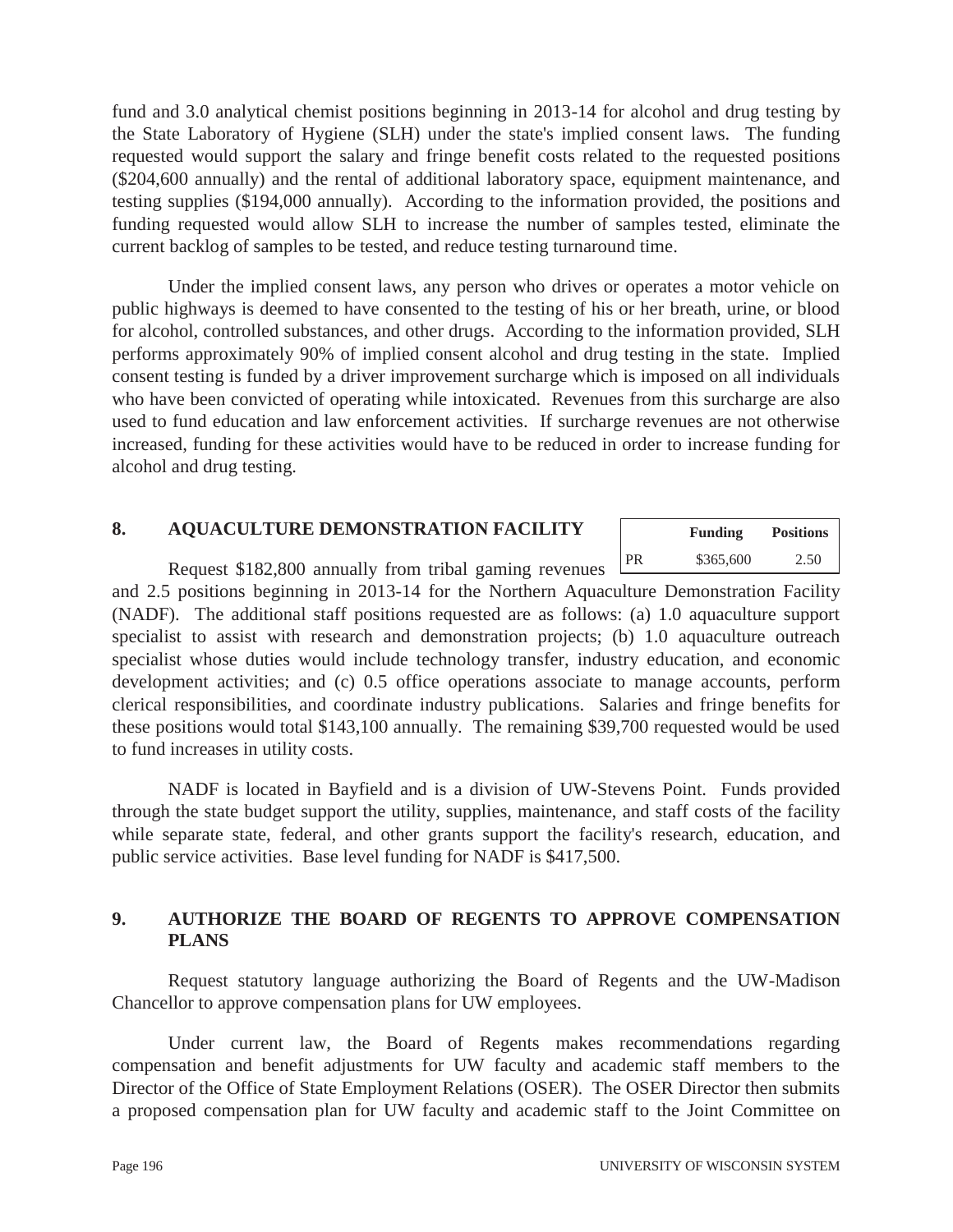fund and 3.0 analytical chemist positions beginning in 2013-14 for alcohol and drug testing by the State Laboratory of Hygiene (SLH) under the state's implied consent laws. The funding requested would support the salary and fringe benefit costs related to the requested positions ($204,600 annually) and the rental of additional laboratory space, equipment maintenance, and testing supplies ($194,000 annually). According to the information provided, the positions and funding requested would allow SLH to increase the number of samples tested, eliminate the current backlog of samples to be tested, and reduce testing turnaround time.

Under the implied consent laws, any person who drives or operates a motor vehicle on public highways is deemed to have consented to the testing of his or her breath, urine, or blood for alcohol, controlled substances, and other drugs. According to the information provided, SLH performs approximately 90% of implied consent alcohol and drug testing in the state. Implied consent testing is funded by a driver improvement surcharge which is imposed on all individuals who have been convicted of operating while intoxicated. Revenues from this surcharge are also used to fund education and law enforcement activities. If surcharge revenues are not otherwise increased, funding for these activities would have to be reduced in order to increase funding for alcohol and drug testing.

## 8. AQUACULTURE DEMONSTRATION FACILITY

| | Funding | Positions |
|---|---|---|
| PR | $365,600 | 2.50 |

Request $182,800 annually from tribal gaming revenues and 2.5 positions beginning in 2013-14 for the Northern Aquaculture Demonstration Facility (NADF). The additional staff positions requested are as follows: (a) 1.0 aquaculture support specialist to assist with research and demonstration projects; (b) 1.0 aquaculture outreach specialist whose duties would include technology transfer, industry education, and economic development activities; and (c) 0.5 office operations associate to manage accounts, perform clerical responsibilities, and coordinate industry publications. Salaries and fringe benefits for these positions would total $143,100 annually. The remaining $39,700 requested would be used to fund increases in utility costs.

NADF is located in Bayfield and is a division of UW-Stevens Point. Funds provided through the state budget support the utility, supplies, maintenance, and staff costs of the facility while separate state, federal, and other grants support the facility's research, education, and public service activities. Base level funding for NADF is $417,500.

## 9. AUTHORIZE THE BOARD OF REGENTS TO APPROVE COMPENSATION PLANS

Request statutory language authorizing the Board of Regents and the UW-Madison Chancellor to approve compensation plans for UW employees.

Under current law, the Board of Regents makes recommendations regarding compensation and benefit adjustments for UW faculty and academic staff members to the Director of the Office of State Employment Relations (OSER). The OSER Director then submits a proposed compensation plan for UW faculty and academic staff to the Joint Committee on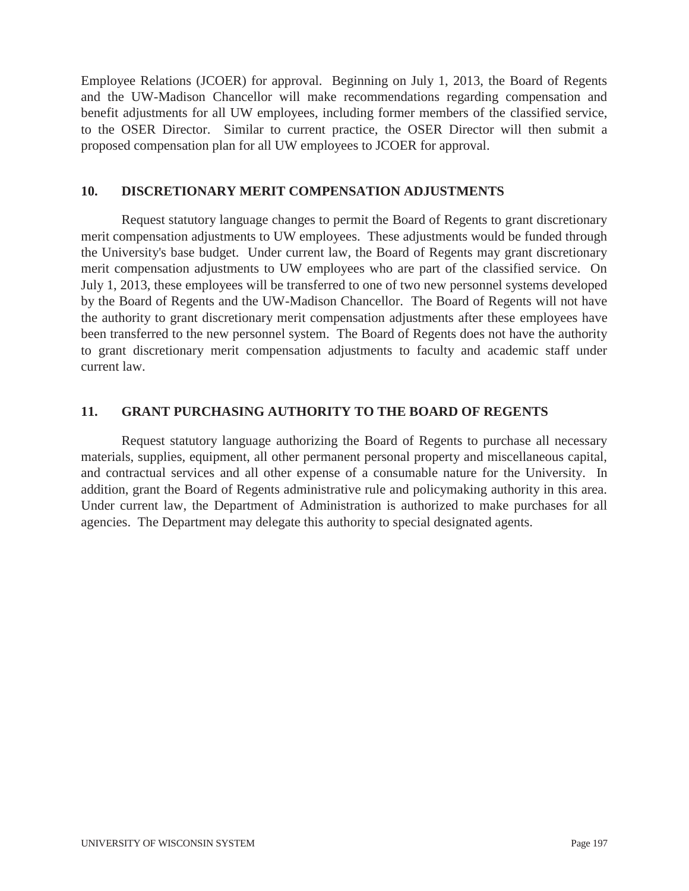Employee Relations (JCOER) for approval. Beginning on July 1, 2013, the Board of Regents and the UW-Madison Chancellor will make recommendations regarding compensation and benefit adjustments for all UW employees, including former members of the classified service, to the OSER Director. Similar to current practice, the OSER Director will then submit a proposed compensation plan for all UW employees to JCOER for approval.

## 10. DISCRETIONARY MERIT COMPENSATION ADJUSTMENTS

Request statutory language changes to permit the Board of Regents to grant discretionary merit compensation adjustments to UW employees. These adjustments would be funded through the University's base budget. Under current law, the Board of Regents may grant discretionary merit compensation adjustments to UW employees who are part of the classified service. On July 1, 2013, these employees will be transferred to one of two new personnel systems developed by the Board of Regents and the UW-Madison Chancellor. The Board of Regents will not have the authority to grant discretionary merit compensation adjustments after these employees have been transferred to the new personnel system. The Board of Regents does not have the authority to grant discretionary merit compensation adjustments to faculty and academic staff under current law.

## 11. GRANT PURCHASING AUTHORITY TO THE BOARD OF REGENTS

Request statutory language authorizing the Board of Regents to purchase all necessary materials, supplies, equipment, all other permanent personal property and miscellaneous capital, and contractual services and all other expense of a consumable nature for the University. In addition, grant the Board of Regents administrative rule and policymaking authority in this area. Under current law, the Department of Administration is authorized to make purchases for all agencies. The Department may delegate this authority to special designated agents.